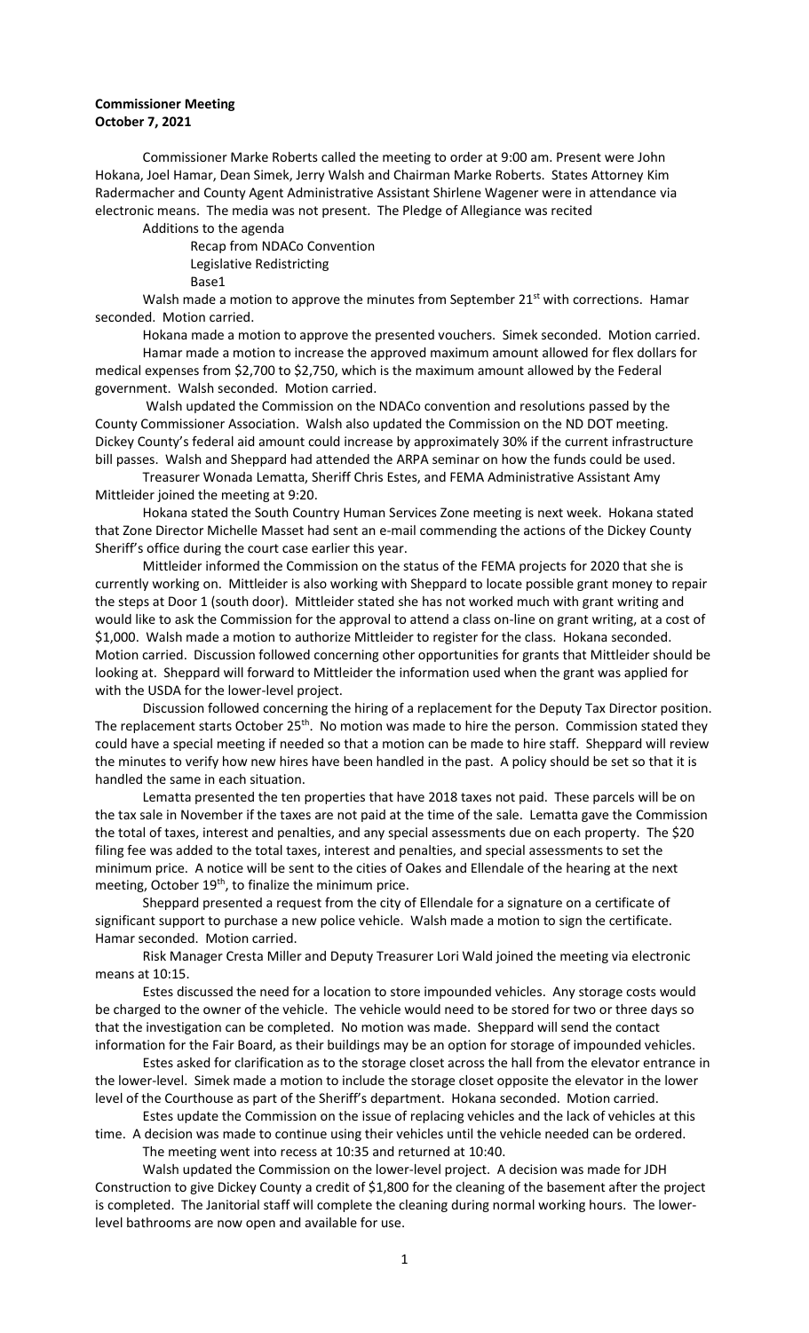**Commissioner Meeting**
**October 7, 2021**

Commissioner Marke Roberts called the meeting to order at 9:00 am. Present were John Hokana, Joel Hamar, Dean Simek, Jerry Walsh and Chairman Marke Roberts. States Attorney Kim Radermacher and County Agent Administrative Assistant Shirlene Wagener were in attendance via electronic means. The media was not present. The Pledge of Allegiance was recited

Additions to the agenda

- Recap from NDACo Convention
- Legislative Redistricting
- Base1

Walsh made a motion to approve the minutes from September 21st with corrections. Hamar seconded. Motion carried.

Hokana made a motion to approve the presented vouchers. Simek seconded. Motion carried.

Hamar made a motion to increase the approved maximum amount allowed for flex dollars for medical expenses from $2,700 to $2,750, which is the maximum amount allowed by the Federal government. Walsh seconded. Motion carried.

Walsh updated the Commission on the NDACo convention and resolutions passed by the County Commissioner Association. Walsh also updated the Commission on the ND DOT meeting. Dickey County's federal aid amount could increase by approximately 30% if the current infrastructure bill passes. Walsh and Sheppard had attended the ARPA seminar on how the funds could be used.

Treasurer Wonada Lematta, Sheriff Chris Estes, and FEMA Administrative Assistant Amy Mittleider joined the meeting at 9:20.

Hokana stated the South Country Human Services Zone meeting is next week. Hokana stated that Zone Director Michelle Masset had sent an e-mail commending the actions of the Dickey County Sheriff's office during the court case earlier this year.

Mittleider informed the Commission on the status of the FEMA projects for 2020 that she is currently working on. Mittleider is also working with Sheppard to locate possible grant money to repair the steps at Door 1 (south door). Mittleider stated she has not worked much with grant writing and would like to ask the Commission for the approval to attend a class on-line on grant writing, at a cost of $1,000. Walsh made a motion to authorize Mittleider to register for the class. Hokana seconded. Motion carried. Discussion followed concerning other opportunities for grants that Mittleider should be looking at. Sheppard will forward to Mittleider the information used when the grant was applied for with the USDA for the lower-level project.

Discussion followed concerning the hiring of a replacement for the Deputy Tax Director position. The replacement starts October 25th. No motion was made to hire the person. Commission stated they could have a special meeting if needed so that a motion can be made to hire staff. Sheppard will review the minutes to verify how new hires have been handled in the past. A policy should be set so that it is handled the same in each situation.

Lematta presented the ten properties that have 2018 taxes not paid. These parcels will be on the tax sale in November if the taxes are not paid at the time of the sale. Lematta gave the Commission the total of taxes, interest and penalties, and any special assessments due on each property. The $20 filing fee was added to the total taxes, interest and penalties, and special assessments to set the minimum price. A notice will be sent to the cities of Oakes and Ellendale of the hearing at the next meeting, October 19th, to finalize the minimum price.

Sheppard presented a request from the city of Ellendale for a signature on a certificate of significant support to purchase a new police vehicle. Walsh made a motion to sign the certificate. Hamar seconded. Motion carried.

Risk Manager Cresta Miller and Deputy Treasurer Lori Wald joined the meeting via electronic means at 10:15.

Estes discussed the need for a location to store impounded vehicles. Any storage costs would be charged to the owner of the vehicle. The vehicle would need to be stored for two or three days so that the investigation can be completed. No motion was made. Sheppard will send the contact information for the Fair Board, as their buildings may be an option for storage of impounded vehicles.

Estes asked for clarification as to the storage closet across the hall from the elevator entrance in the lower-level. Simek made a motion to include the storage closet opposite the elevator in the lower level of the Courthouse as part of the Sheriff's department. Hokana seconded. Motion carried.

Estes update the Commission on the issue of replacing vehicles and the lack of vehicles at this time. A decision was made to continue using their vehicles until the vehicle needed can be ordered.

The meeting went into recess at 10:35 and returned at 10:40.

Walsh updated the Commission on the lower-level project. A decision was made for JDH Construction to give Dickey County a credit of $1,800 for the cleaning of the basement after the project is completed. The Janitorial staff will complete the cleaning during normal working hours. The lower-level bathrooms are now open and available for use.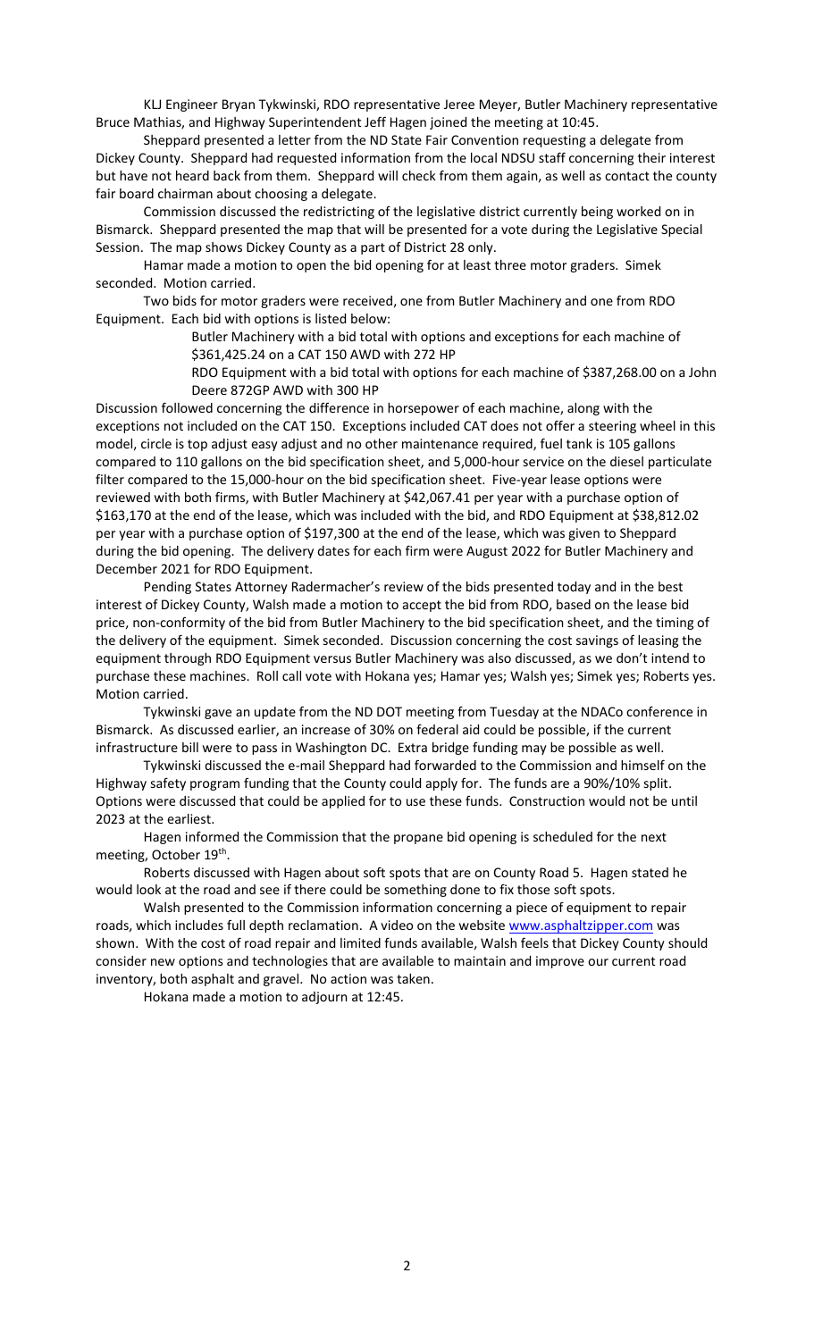KLJ Engineer Bryan Tykwinski, RDO representative Jeree Meyer, Butler Machinery representative Bruce Mathias, and Highway Superintendent Jeff Hagen joined the meeting at 10:45.

Sheppard presented a letter from the ND State Fair Convention requesting a delegate from Dickey County. Sheppard had requested information from the local NDSU staff concerning their interest but have not heard back from them. Sheppard will check from them again, as well as contact the county fair board chairman about choosing a delegate.

Commission discussed the redistricting of the legislative district currently being worked on in Bismarck. Sheppard presented the map that will be presented for a vote during the Legislative Special Session. The map shows Dickey County as a part of District 28 only.

Hamar made a motion to open the bid opening for at least three motor graders. Simek seconded. Motion carried.

Two bids for motor graders were received, one from Butler Machinery and one from RDO Equipment. Each bid with options is listed below:

> Butler Machinery with a bid total with options and exceptions for each machine of \$361,425.24 on a CAT 150 AWD with 272 HP
>
> RDO Equipment with a bid total with options for each machine of \$387,268.00 on a John Deere 872GP AWD with 300 HP

Discussion followed concerning the difference in horsepower of each machine, along with the exceptions not included on the CAT 150. Exceptions included CAT does not offer a steering wheel in this model, circle is top adjust easy adjust and no other maintenance required, fuel tank is 105 gallons compared to 110 gallons on the bid specification sheet, and 5,000-hour service on the diesel particulate filter compared to the 15,000-hour on the bid specification sheet. Five-year lease options were reviewed with both firms, with Butler Machinery at \$42,067.41 per year with a purchase option of \$163,170 at the end of the lease, which was included with the bid, and RDO Equipment at \$38,812.02 per year with a purchase option of \$197,300 at the end of the lease, which was given to Sheppard during the bid opening. The delivery dates for each firm were August 2022 for Butler Machinery and December 2021 for RDO Equipment.

Pending States Attorney Radermacher's review of the bids presented today and in the best interest of Dickey County, Walsh made a motion to accept the bid from RDO, based on the lease bid price, non-conformity of the bid from Butler Machinery to the bid specification sheet, and the timing of the delivery of the equipment. Simek seconded. Discussion concerning the cost savings of leasing the equipment through RDO Equipment versus Butler Machinery was also discussed, as we don't intend to purchase these machines. Roll call vote with Hokana yes; Hamar yes; Walsh yes; Simek yes; Roberts yes. Motion carried.

Tykwinski gave an update from the ND DOT meeting from Tuesday at the NDACo conference in Bismarck. As discussed earlier, an increase of 30% on federal aid could be possible, if the current infrastructure bill were to pass in Washington DC. Extra bridge funding may be possible as well.

Tykwinski discussed the e-mail Sheppard had forwarded to the Commission and himself on the Highway safety program funding that the County could apply for. The funds are a 90%/10% split. Options were discussed that could be applied for to use these funds. Construction would not be until 2023 at the earliest.

Hagen informed the Commission that the propane bid opening is scheduled for the next meeting, October 19th.

Roberts discussed with Hagen about soft spots that are on County Road 5. Hagen stated he would look at the road and see if there could be something done to fix those soft spots.

Walsh presented to the Commission information concerning a piece of equipment to repair roads, which includes full depth reclamation. A video on the website www.asphaltzipper.com was shown. With the cost of road repair and limited funds available, Walsh feels that Dickey County should consider new options and technologies that are available to maintain and improve our current road inventory, both asphalt and gravel. No action was taken.

Hokana made a motion to adjourn at 12:45.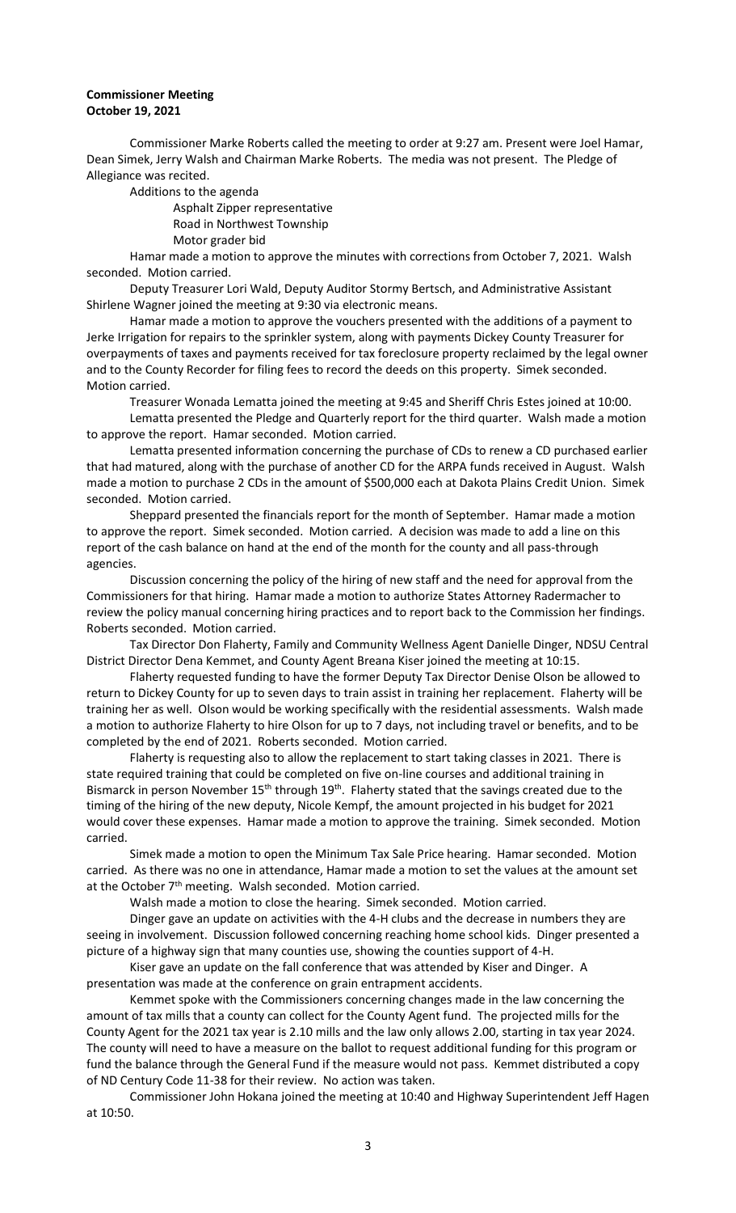**Commissioner Meeting**
**October 19, 2021**

Commissioner Marke Roberts called the meeting to order at 9:27 am. Present were Joel Hamar, Dean Simek, Jerry Walsh and Chairman Marke Roberts. The media was not present. The Pledge of Allegiance was recited.

Additions to the agenda

Asphalt Zipper representative
Road in Northwest Township
Motor grader bid

Hamar made a motion to approve the minutes with corrections from October 7, 2021. Walsh seconded. Motion carried.

Deputy Treasurer Lori Wald, Deputy Auditor Stormy Bertsch, and Administrative Assistant Shirlene Wagner joined the meeting at 9:30 via electronic means.

Hamar made a motion to approve the vouchers presented with the additions of a payment to Jerke Irrigation for repairs to the sprinkler system, along with payments Dickey County Treasurer for overpayments of taxes and payments received for tax foreclosure property reclaimed by the legal owner and to the County Recorder for filing fees to record the deeds on this property. Simek seconded. Motion carried.

Treasurer Wonada Lematta joined the meeting at 9:45 and Sheriff Chris Estes joined at 10:00.

Lematta presented the Pledge and Quarterly report for the third quarter. Walsh made a motion to approve the report. Hamar seconded. Motion carried.

Lematta presented information concerning the purchase of CDs to renew a CD purchased earlier that had matured, along with the purchase of another CD for the ARPA funds received in August. Walsh made a motion to purchase 2 CDs in the amount of $500,000 each at Dakota Plains Credit Union. Simek seconded. Motion carried.

Sheppard presented the financials report for the month of September. Hamar made a motion to approve the report. Simek seconded. Motion carried. A decision was made to add a line on this report of the cash balance on hand at the end of the month for the county and all pass-through agencies.

Discussion concerning the policy of the hiring of new staff and the need for approval from the Commissioners for that hiring. Hamar made a motion to authorize States Attorney Radermacher to review the policy manual concerning hiring practices and to report back to the Commission her findings. Roberts seconded. Motion carried.

Tax Director Don Flaherty, Family and Community Wellness Agent Danielle Dinger, NDSU Central District Director Dena Kemmet, and County Agent Breana Kiser joined the meeting at 10:15.

Flaherty requested funding to have the former Deputy Tax Director Denise Olson be allowed to return to Dickey County for up to seven days to train assist in training her replacement. Flaherty will be training her as well. Olson would be working specifically with the residential assessments. Walsh made a motion to authorize Flaherty to hire Olson for up to 7 days, not including travel or benefits, and to be completed by the end of 2021. Roberts seconded. Motion carried.

Flaherty is requesting also to allow the replacement to start taking classes in 2021. There is state required training that could be completed on five on-line courses and additional training in Bismarck in person November 15th through 19th. Flaherty stated that the savings created due to the timing of the hiring of the new deputy, Nicole Kempf, the amount projected in his budget for 2021 would cover these expenses. Hamar made a motion to approve the training. Simek seconded. Motion carried.

Simek made a motion to open the Minimum Tax Sale Price hearing. Hamar seconded. Motion carried. As there was no one in attendance, Hamar made a motion to set the values at the amount set at the October 7th meeting. Walsh seconded. Motion carried.

Walsh made a motion to close the hearing. Simek seconded. Motion carried.

Dinger gave an update on activities with the 4-H clubs and the decrease in numbers they are seeing in involvement. Discussion followed concerning reaching home school kids. Dinger presented a picture of a highway sign that many counties use, showing the counties support of 4-H.

Kiser gave an update on the fall conference that was attended by Kiser and Dinger. A presentation was made at the conference on grain entrapment accidents.

Kemmet spoke with the Commissioners concerning changes made in the law concerning the amount of tax mills that a county can collect for the County Agent fund. The projected mills for the County Agent for the 2021 tax year is 2.10 mills and the law only allows 2.00, starting in tax year 2024. The county will need to have a measure on the ballot to request additional funding for this program or fund the balance through the General Fund if the measure would not pass. Kemmet distributed a copy of ND Century Code 11-38 for their review. No action was taken.

Commissioner John Hokana joined the meeting at 10:40 and Highway Superintendent Jeff Hagen at 10:50.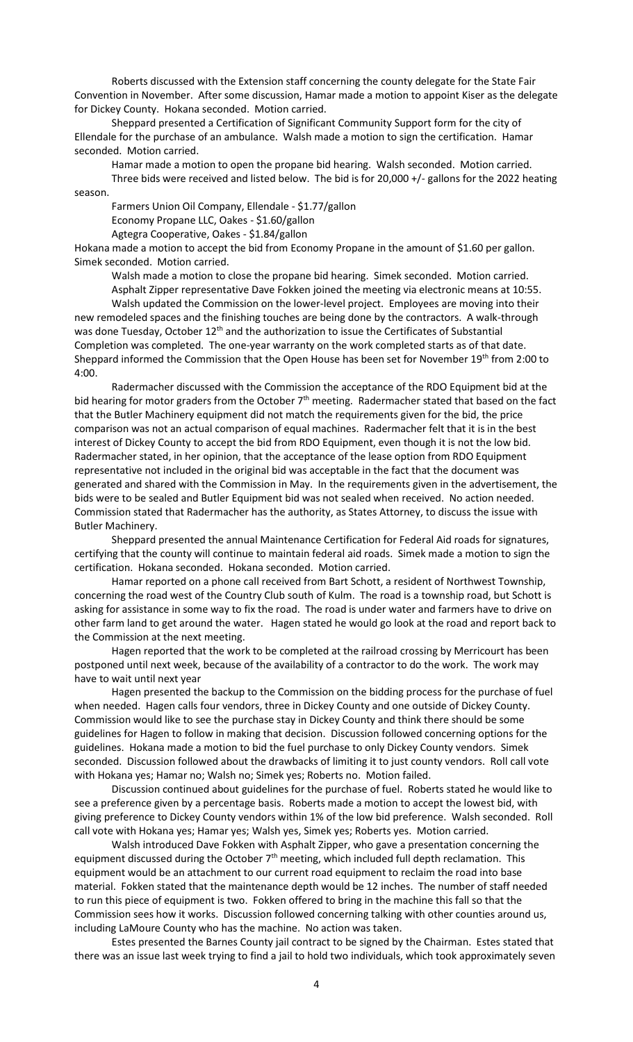Roberts discussed with the Extension staff concerning the county delegate for the State Fair Convention in November. After some discussion, Hamar made a motion to appoint Kiser as the delegate for Dickey County. Hokana seconded. Motion carried.

Sheppard presented a Certification of Significant Community Support form for the city of Ellendale for the purchase of an ambulance. Walsh made a motion to sign the certification. Hamar seconded. Motion carried.

Hamar made a motion to open the propane bid hearing. Walsh seconded. Motion carried.

Three bids were received and listed below. The bid is for 20,000 +/- gallons for the 2022 heating season.

Farmers Union Oil Company, Ellendale - $1.77/gallon
Economy Propane LLC, Oakes - $1.60/gallon
Agtegra Cooperative, Oakes - $1.84/gallon

Hokana made a motion to accept the bid from Economy Propane in the amount of $1.60 per gallon. Simek seconded. Motion carried.

Walsh made a motion to close the propane bid hearing. Simek seconded. Motion carried.

Asphalt Zipper representative Dave Fokken joined the meeting via electronic means at 10:55.

Walsh updated the Commission on the lower-level project. Employees are moving into their new remodeled spaces and the finishing touches are being done by the contractors. A walk-through was done Tuesday, October 12th and the authorization to issue the Certificates of Substantial Completion was completed. The one-year warranty on the work completed starts as of that date. Sheppard informed the Commission that the Open House has been set for November 19th from 2:00 to 4:00.

Radermacher discussed with the Commission the acceptance of the RDO Equipment bid at the bid hearing for motor graders from the October 7th meeting. Radermacher stated that based on the fact that the Butler Machinery equipment did not match the requirements given for the bid, the price comparison was not an actual comparison of equal machines. Radermacher felt that it is in the best interest of Dickey County to accept the bid from RDO Equipment, even though it is not the low bid. Radermacher stated, in her opinion, that the acceptance of the lease option from RDO Equipment representative not included in the original bid was acceptable in the fact that the document was generated and shared with the Commission in May. In the requirements given in the advertisement, the bids were to be sealed and Butler Equipment bid was not sealed when received. No action needed. Commission stated that Radermacher has the authority, as States Attorney, to discuss the issue with Butler Machinery.

Sheppard presented the annual Maintenance Certification for Federal Aid roads for signatures, certifying that the county will continue to maintain federal aid roads. Simek made a motion to sign the certification. Hokana seconded. Hokana seconded. Motion carried.

Hamar reported on a phone call received from Bart Schott, a resident of Northwest Township, concerning the road west of the Country Club south of Kulm. The road is a township road, but Schott is asking for assistance in some way to fix the road. The road is under water and farmers have to drive on other farm land to get around the water. Hagen stated he would go look at the road and report back to the Commission at the next meeting.

Hagen reported that the work to be completed at the railroad crossing by Merricourt has been postponed until next week, because of the availability of a contractor to do the work. The work may have to wait until next year

Hagen presented the backup to the Commission on the bidding process for the purchase of fuel when needed. Hagen calls four vendors, three in Dickey County and one outside of Dickey County. Commission would like to see the purchase stay in Dickey County and think there should be some guidelines for Hagen to follow in making that decision. Discussion followed concerning options for the guidelines. Hokana made a motion to bid the fuel purchase to only Dickey County vendors. Simek seconded. Discussion followed about the drawbacks of limiting it to just county vendors. Roll call vote with Hokana yes; Hamar no; Walsh no; Simek yes; Roberts no. Motion failed.

Discussion continued about guidelines for the purchase of fuel. Roberts stated he would like to see a preference given by a percentage basis. Roberts made a motion to accept the lowest bid, with giving preference to Dickey County vendors within 1% of the low bid preference. Walsh seconded. Roll call vote with Hokana yes; Hamar yes; Walsh yes, Simek yes; Roberts yes. Motion carried.

Walsh introduced Dave Fokken with Asphalt Zipper, who gave a presentation concerning the equipment discussed during the October 7th meeting, which included full depth reclamation. This equipment would be an attachment to our current road equipment to reclaim the road into base material. Fokken stated that the maintenance depth would be 12 inches. The number of staff needed to run this piece of equipment is two. Fokken offered to bring in the machine this fall so that the Commission sees how it works. Discussion followed concerning talking with other counties around us, including LaMoure County who has the machine. No action was taken.

Estes presented the Barnes County jail contract to be signed by the Chairman. Estes stated that there was an issue last week trying to find a jail to hold two individuals, which took approximately seven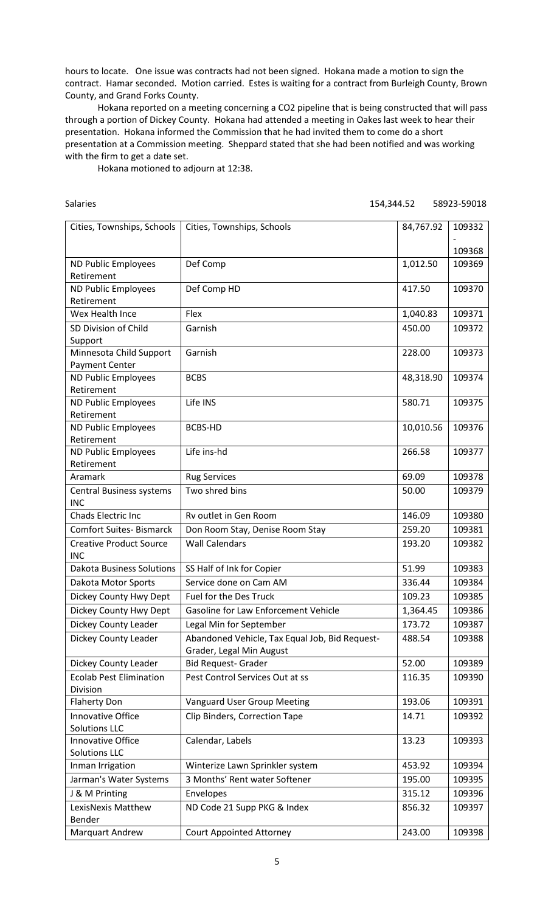hours to locate. One issue was contracts had not been signed. Hokana made a motion to sign the contract. Hamar seconded. Motion carried. Estes is waiting for a contract from Burleigh County, Brown County, and Grand Forks County.

Hokana reported on a meeting concerning a $CO_2$ pipeline that is being constructed that will pass through a portion of Dickey County. Hokana had attended a meeting in Oakes last week to hear their presentation. Hokana informed the Commission that he had invited them to come do a short presentation at a Commission meeting. Sheppard stated that she had been notified and was working with the firm to get a date set.

Hokana motioned to adjourn at 12:38.

Salaries 154,344.52 58923-59018

| | | | |
|---|---|---|---|
| Cities, Townships, Schools | Cities, Townships, Schools | 84,767.92 | 109332 - 109368 |
| ND Public Employees Retirement | Def Comp | 1,012.50 | 109369 |
| ND Public Employees Retirement | Def Comp HD | 417.50 | 109370 |
| Wex Health Ince | Flex | 1,040.83 | 109371 |
| SD Division of Child Support | Garnish | 450.00 | 109372 |
| Minnesota Child Support Payment Center | Garnish | 228.00 | 109373 |
| ND Public Employees Retirement | BCBS | 48,318.90 | 109374 |
| ND Public Employees Retirement | Life INS | 580.71 | 109375 |
| ND Public Employees Retirement | BCBS-HD | 10,010.56 | 109376 |
| ND Public Employees Retirement | Life ins-hd | 266.58 | 109377 |
| Aramark | Rug Services | 69.09 | 109378 |
| Central Business systems INC | Two shred bins | 50.00 | 109379 |
| Chads Electric Inc | Rv outlet in Gen Room | 146.09 | 109380 |
| Comfort Suites- Bismarck | Don Room Stay, Denise Room Stay | 259.20 | 109381 |
| Creative Product Source INC | Wall Calendars | 193.20 | 109382 |
| Dakota Business Solutions | SS Half of Ink for Copier | 51.99 | 109383 |
| Dakota Motor Sports | Service done on Cam AM | 336.44 | 109384 |
| Dickey County Hwy Dept | Fuel for the Des Truck | 109.23 | 109385 |
| Dickey County Hwy Dept | Gasoline for Law Enforcement Vehicle | 1,364.45 | 109386 |
| Dickey County Leader | Legal Min for September | 173.72 | 109387 |
| Dickey County Leader | Abandoned Vehicle, Tax Equal Job, Bid Request-Grader, Legal Min August | 488.54 | 109388 |
| Dickey County Leader | Bid Request- Grader | 52.00 | 109389 |
| Ecolab Pest Elimination Division | Pest Control Services Out at ss | 116.35 | 109390 |
| Flaherty Don | Vanguard User Group Meeting | 193.06 | 109391 |
| Innovative Office Solutions LLC | Clip Binders, Correction Tape | 14.71 | 109392 |
| Innovative Office Solutions LLC | Calendar, Labels | 13.23 | 109393 |
| Inman Irrigation | Winterize Lawn Sprinkler system | 453.92 | 109394 |
| Jarman's Water Systems | 3 Months' Rent water Softener | 195.00 | 109395 |
| J & M Printing | Envelopes | 315.12 | 109396 |
| LexisNexis Matthew Bender | ND Code 21 Supp PKG & Index | 856.32 | 109397 |
| Marquart Andrew | Court Appointed Attorney | 243.00 | 109398 |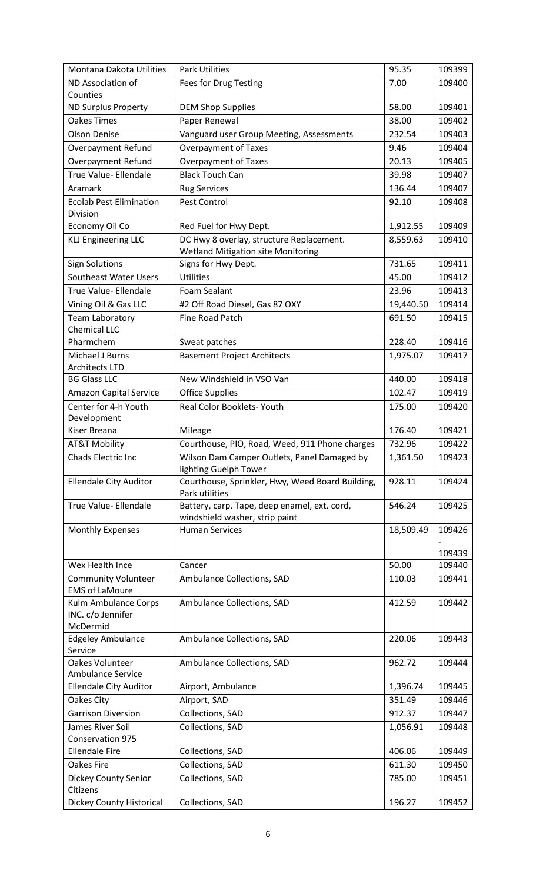| Montana Dakota Utilities | Park Utilities | 95.35 | 109399 |
|---|---|---|---|
| ND Association of Counties | Fees for Drug Testing | 7.00 | 109400 |
| ND Surplus Property | DEM Shop Supplies | 58.00 | 109401 |
| Oakes Times | Paper Renewal | 38.00 | 109402 |
| Olson Denise | Vanguard user Group Meeting, Assessments | 232.54 | 109403 |
| Overpayment Refund | Overpayment of Taxes | 9.46 | 109404 |
| Overpayment Refund | Overpayment of Taxes | 20.13 | 109405 |
| True Value- Ellendale | Black Touch Can | 39.98 | 109407 |
| Aramark | Rug Services | 136.44 | 109407 |
| Ecolab Pest Elimination Division | Pest Control | 92.10 | 109408 |
| Economy Oil Co | Red Fuel for Hwy Dept. | 1,912.55 | 109409 |
| KLJ Engineering LLC | DC Hwy 8 overlay, structure Replacement. Wetland Mitigation site Monitoring | 8,559.63 | 109410 |
| Sign Solutions | Signs for Hwy Dept. | 731.65 | 109411 |
| Southeast Water Users | Utilities | 45.00 | 109412 |
| True Value- Ellendale | Foam Sealant | 23.96 | 109413 |
| Vining Oil & Gas LLC | #2 Off Road Diesel, Gas 87 OXY | 19,440.50 | 109414 |
| Team Laboratory Chemical LLC | Fine Road Patch | 691.50 | 109415 |
| Pharmchem | Sweat patches | 228.40 | 109416 |
| Michael J Burns Architects LTD | Basement Project Architects | 1,975.07 | 109417 |
| BG Glass LLC | New Windshield in VSO Van | 440.00 | 109418 |
| Amazon Capital Service | Office Supplies | 102.47 | 109419 |
| Center for 4-h Youth Development | Real Color Booklets- Youth | 175.00 | 109420 |
| Kiser Breana | Mileage | 176.40 | 109421 |
| AT&T Mobility | Courthouse, PIO, Road, Weed, 911 Phone charges | 732.96 | 109422 |
| Chads Electric Inc | Wilson Dam Camper Outlets, Panel Damaged by lighting Guelph Tower | 1,361.50 | 109423 |
| Ellendale City Auditor | Courthouse, Sprinkler, Hwy, Weed Board Building, Park utilities | 928.11 | 109424 |
| True Value- Ellendale | Battery, carp. Tape, deep enamel, ext. cord, windshield washer, strip paint | 546.24 | 109425 |
| Monthly Expenses | Human Services | 18,509.49 | 109426 - 109439 |
| Wex Health Ince | Cancer | 50.00 | 109440 |
| Community Volunteer EMS of LaMoure | Ambulance Collections, SAD | 110.03 | 109441 |
| Kulm Ambulance Corps INC. c/o Jennifer McDermid | Ambulance Collections, SAD | 412.59 | 109442 |
| Edgeley Ambulance Service | Ambulance Collections, SAD | 220.06 | 109443 |
| Oakes Volunteer Ambulance Service | Ambulance Collections, SAD | 962.72 | 109444 |
| Ellendale City Auditor | Airport, Ambulance | 1,396.74 | 109445 |
| Oakes City | Airport, SAD | 351.49 | 109446 |
| Garrison Diversion | Collections, SAD | 912.37 | 109447 |
| James River Soil Conservation 975 | Collections, SAD | 1,056.91 | 109448 |
| Ellendale Fire | Collections, SAD | 406.06 | 109449 |
| Oakes Fire | Collections, SAD | 611.30 | 109450 |
| Dickey County Senior Citizens | Collections, SAD | 785.00 | 109451 |
| Dickey County Historical | Collections, SAD | 196.27 | 109452 |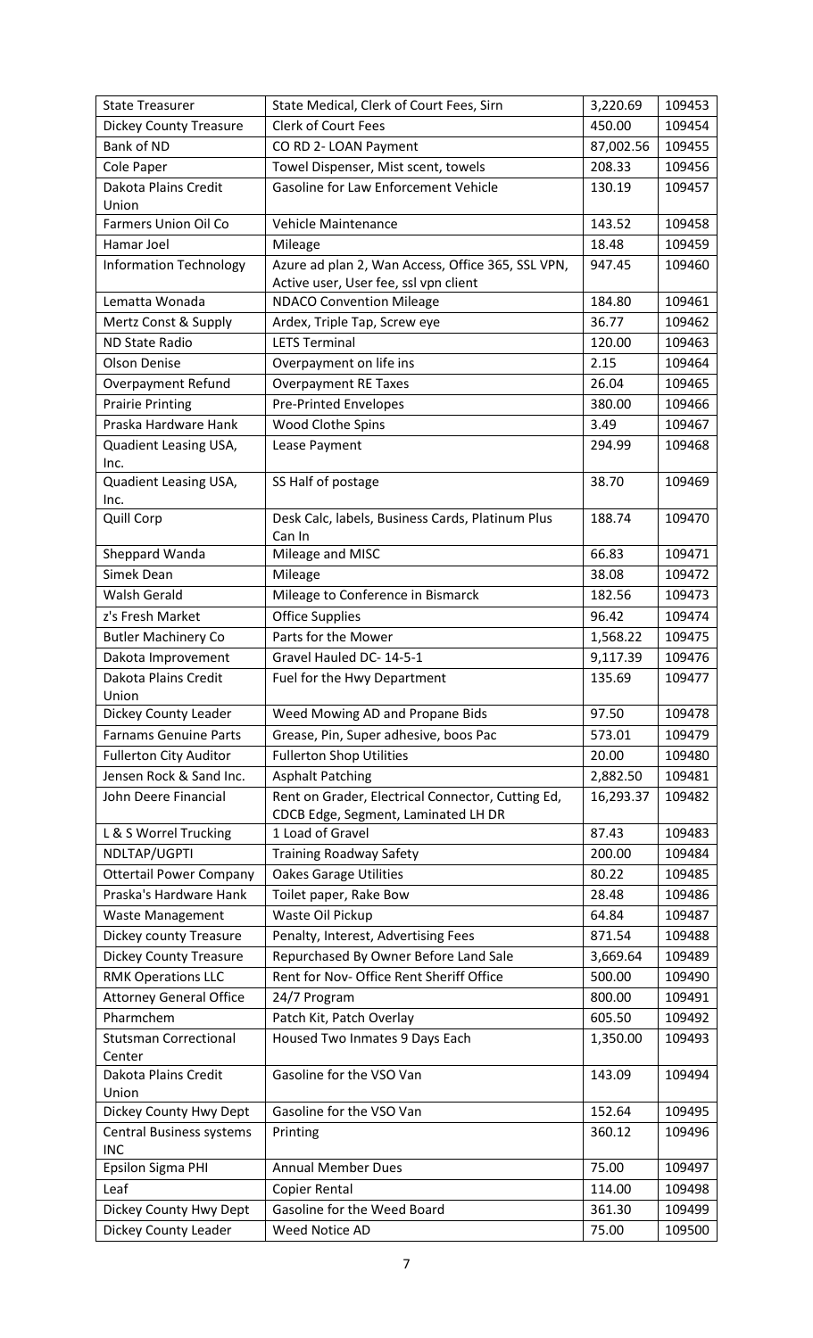| State Treasurer | State Medical, Clerk of Court Fees, Sirn | 3,220.69 | 109453 |
|---|---|---|---|
| Dickey County Treasure | Clerk of Court Fees | 450.00 | 109454 |
| Bank of ND | CO RD 2- LOAN Payment | 87,002.56 | 109455 |
| Cole Paper | Towel Dispenser, Mist scent, towels | 208.33 | 109456 |
| Dakota Plains Credit Union | Gasoline for Law Enforcement Vehicle | 130.19 | 109457 |
| Farmers Union Oil Co | Vehicle Maintenance | 143.52 | 109458 |
| Hamar Joel | Mileage | 18.48 | 109459 |
| Information Technology | Azure ad plan 2, Wan Access, Office 365, SSL VPN, Active user, User fee, ssl vpn client | 947.45 | 109460 |
| Lematta Wonada | NDACO Convention Mileage | 184.80 | 109461 |
| Mertz Const & Supply | Ardex, Triple Tap, Screw eye | 36.77 | 109462 |
| ND State Radio | LETS Terminal | 120.00 | 109463 |
| Olson Denise | Overpayment on life ins | 2.15 | 109464 |
| Overpayment Refund | Overpayment RE Taxes | 26.04 | 109465 |
| Prairie Printing | Pre-Printed Envelopes | 380.00 | 109466 |
| Praska Hardware Hank | Wood Clothe Spins | 3.49 | 109467 |
| Quadient Leasing USA, Inc. | Lease Payment | 294.99 | 109468 |
| Quadient Leasing USA, Inc. | SS Half of postage | 38.70 | 109469 |
| Quill Corp | Desk Calc, labels, Business Cards, Platinum Plus Can In | 188.74 | 109470 |
| Sheppard Wanda | Mileage and MISC | 66.83 | 109471 |
| Simek Dean | Mileage | 38.08 | 109472 |
| Walsh Gerald | Mileage to Conference in Bismarck | 182.56 | 109473 |
| z's Fresh Market | Office Supplies | 96.42 | 109474 |
| Butler Machinery Co | Parts for the Mower | 1,568.22 | 109475 |
| Dakota Improvement | Gravel Hauled DC- 14-5-1 | 9,117.39 | 109476 |
| Dakota Plains Credit Union | Fuel for the Hwy Department | 135.69 | 109477 |
| Dickey County Leader | Weed Mowing AD and Propane Bids | 97.50 | 109478 |
| Farnams Genuine Parts | Grease, Pin, Super adhesive, boos Pac | 573.01 | 109479 |
| Fullerton City Auditor | Fullerton Shop Utilities | 20.00 | 109480 |
| Jensen Rock & Sand Inc. | Asphalt Patching | 2,882.50 | 109481 |
| John Deere Financial | Rent on Grader, Electrical Connector, Cutting Ed, CDCB Edge, Segment, Laminated LH DR | 16,293.37 | 109482 |
| L & S Worrel Trucking | 1 Load of Gravel | 87.43 | 109483 |
| NDLTAP/UGPTI | Training Roadway Safety | 200.00 | 109484 |
| Ottertail Power Company | Oakes Garage Utilities | 80.22 | 109485 |
| Praska's Hardware Hank | Toilet paper, Rake Bow | 28.48 | 109486 |
| Waste Management | Waste Oil Pickup | 64.84 | 109487 |
| Dickey county Treasure | Penalty, Interest, Advertising Fees | 871.54 | 109488 |
| Dickey County Treasure | Repurchased By Owner Before Land Sale | 3,669.64 | 109489 |
| RMK Operations LLC | Rent for Nov- Office Rent Sheriff Office | 500.00 | 109490 |
| Attorney General Office | 24/7 Program | 800.00 | 109491 |
| Pharmchem | Patch Kit, Patch Overlay | 605.50 | 109492 |
| Stutsman Correctional Center | Housed Two Inmates 9 Days Each | 1,350.00 | 109493 |
| Dakota Plains Credit Union | Gasoline for the VSO Van | 143.09 | 109494 |
| Dickey County Hwy Dept | Gasoline for the VSO Van | 152.64 | 109495 |
| Central Business systems INC | Printing | 360.12 | 109496 |
| Epsilon Sigma PHI | Annual Member Dues | 75.00 | 109497 |
| Leaf | Copier Rental | 114.00 | 109498 |
| Dickey County Hwy Dept | Gasoline for the Weed Board | 361.30 | 109499 |
| Dickey County Leader | Weed Notice AD | 75.00 | 109500 |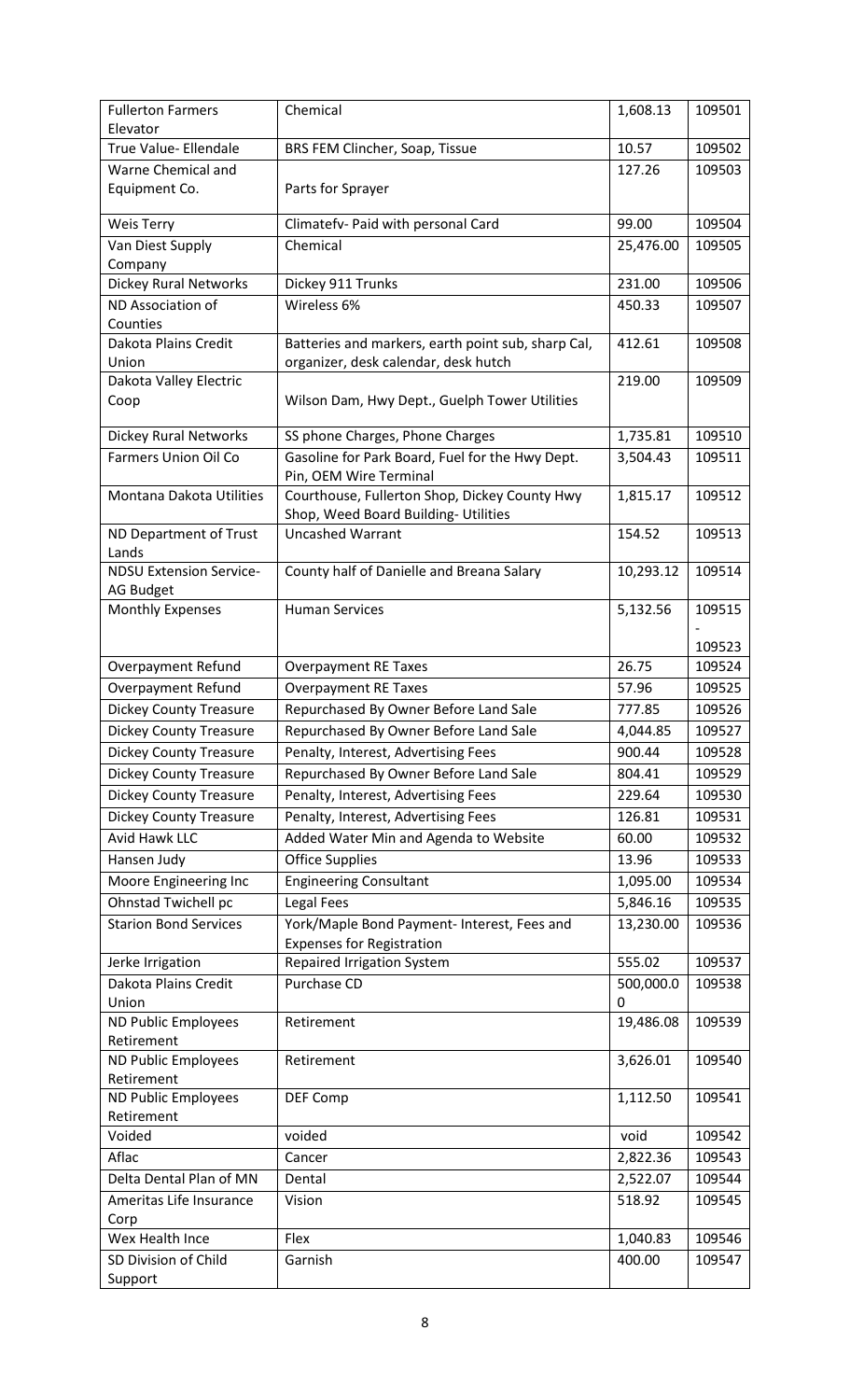| Fullerton Farmers Elevator | Chemical | 1,608.13 | 109501 |
|---|---|---|---|
| True Value- Ellendale | BRS FEM Clincher, Soap, Tissue | 10.57 | 109502 |
| Warne Chemical and Equipment Co. | Parts for Sprayer | 127.26 | 109503 |
| Weis Terry | Climatefv- Paid with personal Card | 99.00 | 109504 |
| Van Diest Supply Company | Chemical | 25,476.00 | 109505 |
| Dickey Rural Networks | Dickey 911 Trunks | 231.00 | 109506 |
| ND Association of Counties | Wireless 6% | 450.33 | 109507 |
| Dakota Plains Credit Union | Batteries and markers, earth point sub, sharp Cal, organizer, desk calendar, desk hutch | 412.61 | 109508 |
| Dakota Valley Electric Coop | Wilson Dam, Hwy Dept., Guelph Tower Utilities | 219.00 | 109509 |
| Dickey Rural Networks | SS phone Charges, Phone Charges | 1,735.81 | 109510 |
| Farmers Union Oil Co | Gasoline for Park Board, Fuel for the Hwy Dept. Pin, OEM Wire Terminal | 3,504.43 | 109511 |
| Montana Dakota Utilities | Courthouse, Fullerton Shop, Dickey County Hwy Shop, Weed Board Building- Utilities | 1,815.17 | 109512 |
| ND Department of Trust Lands | Uncashed Warrant | 154.52 | 109513 |
| NDSU Extension Service-AG Budget | County half of Danielle and Breana Salary | 10,293.12 | 109514 |
| Monthly Expenses | Human Services | 5,132.56 | 109515 - 109523 |
| Overpayment Refund | Overpayment RE Taxes | 26.75 | 109524 |
| Overpayment Refund | Overpayment RE Taxes | 57.96 | 109525 |
| Dickey County Treasure | Repurchased By Owner Before Land Sale | 777.85 | 109526 |
| Dickey County Treasure | Repurchased By Owner Before Land Sale | 4,044.85 | 109527 |
| Dickey County Treasure | Penalty, Interest, Advertising Fees | 900.44 | 109528 |
| Dickey County Treasure | Repurchased By Owner Before Land Sale | 804.41 | 109529 |
| Dickey County Treasure | Penalty, Interest, Advertising Fees | 229.64 | 109530 |
| Dickey County Treasure | Penalty, Interest, Advertising Fees | 126.81 | 109531 |
| Avid Hawk LLC | Added Water Min and Agenda to Website | 60.00 | 109532 |
| Hansen Judy | Office Supplies | 13.96 | 109533 |
| Moore Engineering Inc | Engineering Consultant | 1,095.00 | 109534 |
| Ohnstad Twichell pc | Legal Fees | 5,846.16 | 109535 |
| Starion Bond Services | York/Maple Bond Payment- Interest, Fees and Expenses for Registration | 13,230.00 | 109536 |
| Jerke Irrigation | Repaired Irrigation System | 555.02 | 109537 |
| Dakota Plains Credit Union | Purchase CD | 500,000.00 | 109538 |
| ND Public Employees Retirement | Retirement | 19,486.08 | 109539 |
| ND Public Employees Retirement | Retirement | 3,626.01 | 109540 |
| ND Public Employees Retirement | DEF Comp | 1,112.50 | 109541 |
| Voided | voided | void | 109542 |
| Aflac | Cancer | 2,822.36 | 109543 |
| Delta Dental Plan of MN | Dental | 2,522.07 | 109544 |
| Ameritas Life Insurance Corp | Vision | 518.92 | 109545 |
| Wex Health Ince | Flex | 1,040.83 | 109546 |
| SD Division of Child Support | Garnish | 400.00 | 109547 |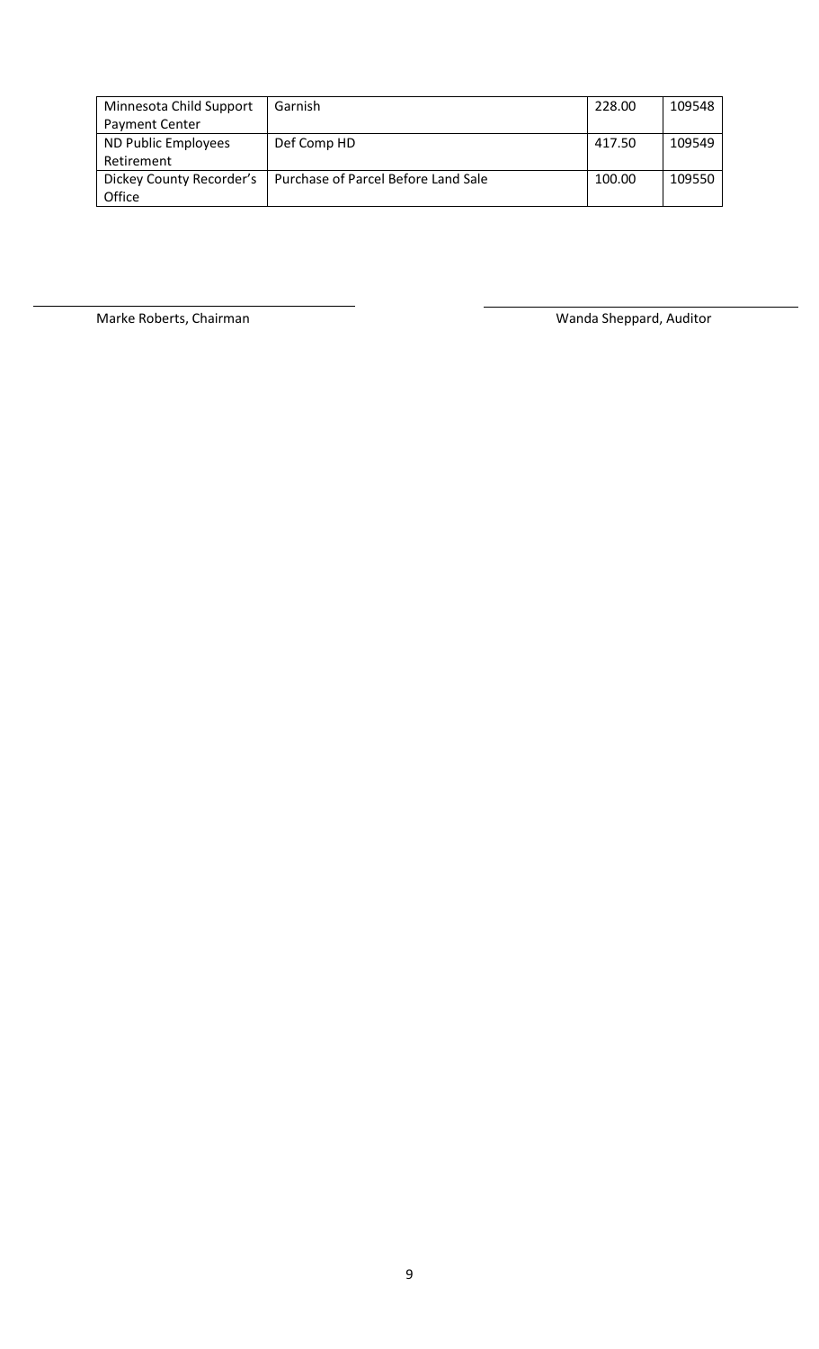| | | | |
|---|---|---|---|
| Minnesota Child Support Payment Center | Garnish | 228.00 | 109548 |
| ND Public Employees Retirement | Def Comp HD | 417.50 | 109549 |
| Dickey County Recorder's Office | Purchase of Parcel Before Land Sale | 100.00 | 109550 |

Marke Roberts, Chairman

Wanda Sheppard, Auditor